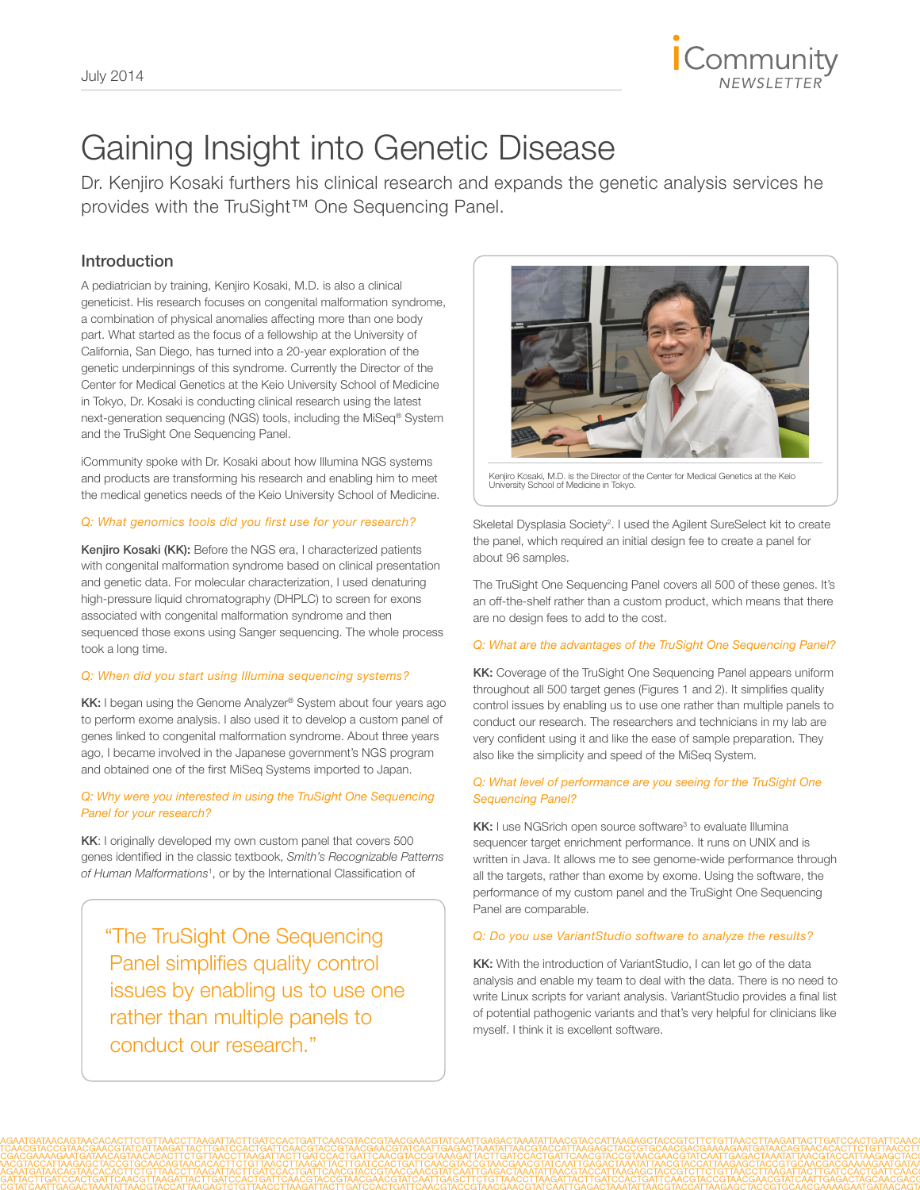July 2014

iCommunity NEWSLETTER

# Gaining Insight into Genetic Disease

Dr. Kenjiro Kosaki furthers his clinical research and expands the genetic analysis services he provides with the TruSight™ One Sequencing Panel.

## Introduction

A pediatrician by training, Kenjiro Kosaki, M.D. is also a clinical geneticist. His research focuses on congenital malformation syndrome, a combination of physical anomalies affecting more than one body part. What started as the focus of a fellowship at the University of California, San Diego, has turned into a 20-year exploration of the genetic underpinnings of this syndrome. Currently the Director of the Center for Medical Genetics at the Keio University School of Medicine in Tokyo, Dr. Kosaki is conducting clinical research using the latest next-generation sequencing (NGS) tools, including the MiSeq® System and the TruSight One Sequencing Panel.

iCommunity spoke with Dr. Kosaki about how Illumina NGS systems and products are transforming his research and enabling him to meet the medical genetics needs of the Keio University School of Medicine.

*Q: What genomics tools did you first use for your research?*

**Kenjiro Kosaki (KK):** Before the NGS era, I characterized patients with congenital malformation syndrome based on clinical presentation and genetic data. For molecular characterization, I used denaturing high-pressure liquid chromatography (DHPLC) to screen for exons associated with congenital malformation syndrome and then sequenced those exons using Sanger sequencing. The whole process took a long time.

*Q: When did you start using Illumina sequencing systems?*

**KK:** I began using the Genome Analyzer® System about four years ago to perform exome analysis. I also used it to develop a custom panel of genes linked to congenital malformation syndrome. About three years ago, I became involved in the Japanese government's NGS program and obtained one of the first MiSeq Systems imported to Japan.

*Q: Why were you interested in using the TruSight One Sequencing Panel for your research?*

**KK**: I originally developed my own custom panel that covers 500 genes identified in the classic textbook, *Smith's Recognizable Patterns of Human Malformations*[1], or by the International Classification of Skeletal Dysplasia Society[2]. I used the Agilent SureSelect kit to create the panel, which required an initial design fee to create a panel for about 96 samples.

> "The TruSight One Sequencing Panel simplifies quality control issues by enabling us to use one rather than multiple panels to conduct our research."

Kenjiro Kosaki, M.D. is the Director of the Center for Medical Genetics at the Keio University School of Medicine in Tokyo.

The TruSight One Sequencing Panel covers all 500 of these genes. It's an off-the-shelf rather than a custom product, which means that there are no design fees to add to the cost.

*Q: What are the advantages of the TruSight One Sequencing Panel?*

**KK:** Coverage of the TruSight One Sequencing Panel appears uniform throughout all 500 target genes (Figures 1 and 2). It simplifies quality control issues by enabling us to use one rather than multiple panels to conduct our research. The researchers and technicians in my lab are very confident using it and like the ease of sample preparation. They also like the simplicity and speed of the MiSeq System.

*Q: What level of performance are you seeing for the TruSight One Sequencing Panel?*

**KK:** I use NGSrich open source software[3] to evaluate Illumina sequencer target enrichment performance. It runs on UNIX and is written in Java. It allows me to see genome-wide performance through all the targets, rather than exome by exome. Using the software, the performance of my custom panel and the TruSight One Sequencing Panel are comparable.

*Q: Do you use VariantStudio software to analyze the results?*

**KK:** With the introduction of VariantStudio, I can let go of the data analysis and enable my team to deal with the data. There is no need to write Linux scripts for variant analysis. VariantStudio provides a final list of potential pathogenic variants and that's very helpful for clinicians like myself. I think it is excellent software.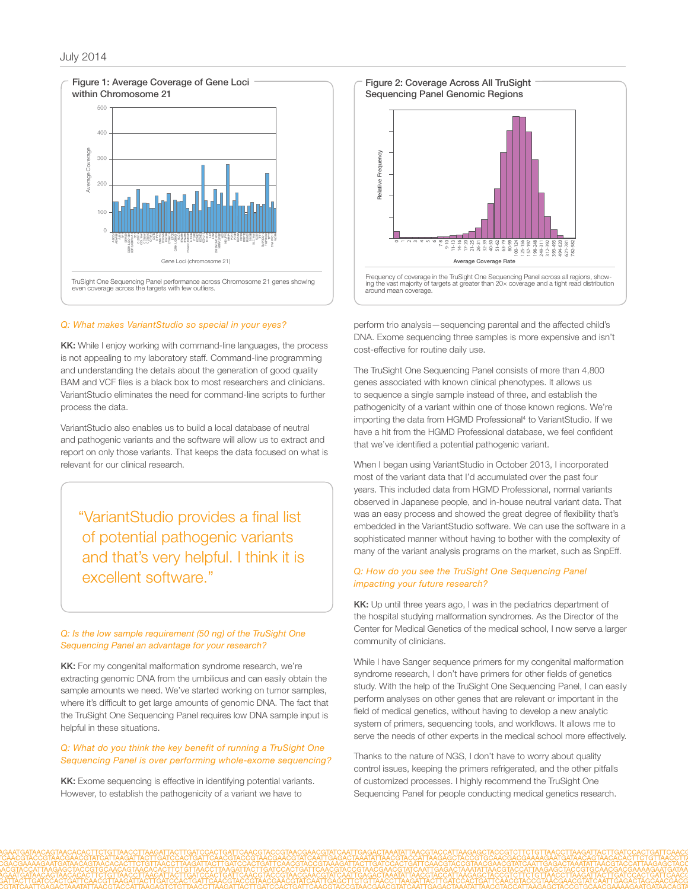### Figure 1: Average Coverage of Gene Loci within Chromosome 21

TruSight One Sequencing Panel performance across Chromosome 21 genes showing even coverage across the targets with few outliers.

### Figure 2: Coverage Across All TruSight Sequencing Panel Genomic Regions

Frequency of coverage in the TruSight One Sequencing Panel across all regions, showing the vast majority of targets at greater than 20× coverage and a tight read distribution around mean coverage.

*Q: What makes VariantStudio so special in your eyes?*

**KK:** While I enjoy working with command-line languages, the process is not appealing to my laboratory staff. Command-line programming and understanding the details about the generation of good quality BAM and VCF files is a black box to most researchers and clinicians. VariantStudio eliminates the need for command-line scripts to further process the data.

VariantStudio also enables us to build a local database of neutral and pathogenic variants and the software will allow us to extract and report on only those variants. That keeps the data focused on what is relevant for our clinical research.

> "VariantStudio provides a final list of potential pathogenic variants and that's very helpful. I think it is excellent software."

*Q: Is the low sample requirement (50 ng) of the TruSight One Sequencing Panel an advantage for your research?*

**KK:** For my congenital malformation syndrome research, we're extracting genomic DNA from the umbilicus and can easily obtain the sample amounts we need. We've started working on tumor samples, where it's difficult to get large amounts of genomic DNA. The fact that the TruSight One Sequencing Panel requires low DNA sample input is helpful in these situations.

*Q: What do you think the key benefit of running a TruSight One Sequencing Panel is over performing whole-exome sequencing?*

**KK:** Exome sequencing is effective in identifying potential variants. However, to establish the pathogenicity of a variant we have to perform trio analysis—sequencing parental and the affected child's DNA. Exome sequencing three samples is more expensive and isn't cost-effective for routine daily use.

The TruSight One Sequencing Panel consists of more than 4,800 genes associated with known clinical phenotypes. It allows us to sequence a single sample instead of three, and establish the pathogenicity of a variant within one of those known regions. We're importing the data from HGMD Professional[4] to VariantStudio. If we have a hit from the HGMD Professional database, we feel confident that we've identified a potential pathogenic variant.

When I began using VariantStudio in October 2013, I incorporated most of the variant data that I'd accumulated over the past four years. This included data from HGMD Professional, normal variants observed in Japanese people, and in-house neutral variant data. That was an easy process and showed the great degree of flexibility that's embedded in the VariantStudio software. We can use the software in a sophisticated manner without having to bother with the complexity of many of the variant analysis programs on the market, such as SnpEff.

*Q: How do you see the TruSight One Sequencing Panel impacting your future research?*

**KK:** Up until three years ago, I was in the pediatrics department of the hospital studying malformation syndromes. As the Director of the Center for Medical Genetics of the medical school, I now serve a larger community of clinicians.

While I have Sanger sequence primers for my congenital malformation syndrome research, I don't have primers for other fields of genetics study. With the help of the TruSight One Sequencing Panel, I can easily perform analyses on other genes that are relevant or important in the field of medical genetics, without having to develop a new analytic system of primers, sequencing tools, and workflows. It allows me to serve the needs of other experts in the medical school more effectively.

Thanks to the nature of NGS, I don't have to worry about quality control issues, keeping the primers refrigerated, and the other pitfalls of customized processes. I highly recommend the TruSight One Sequencing Panel for people conducting medical genetics research.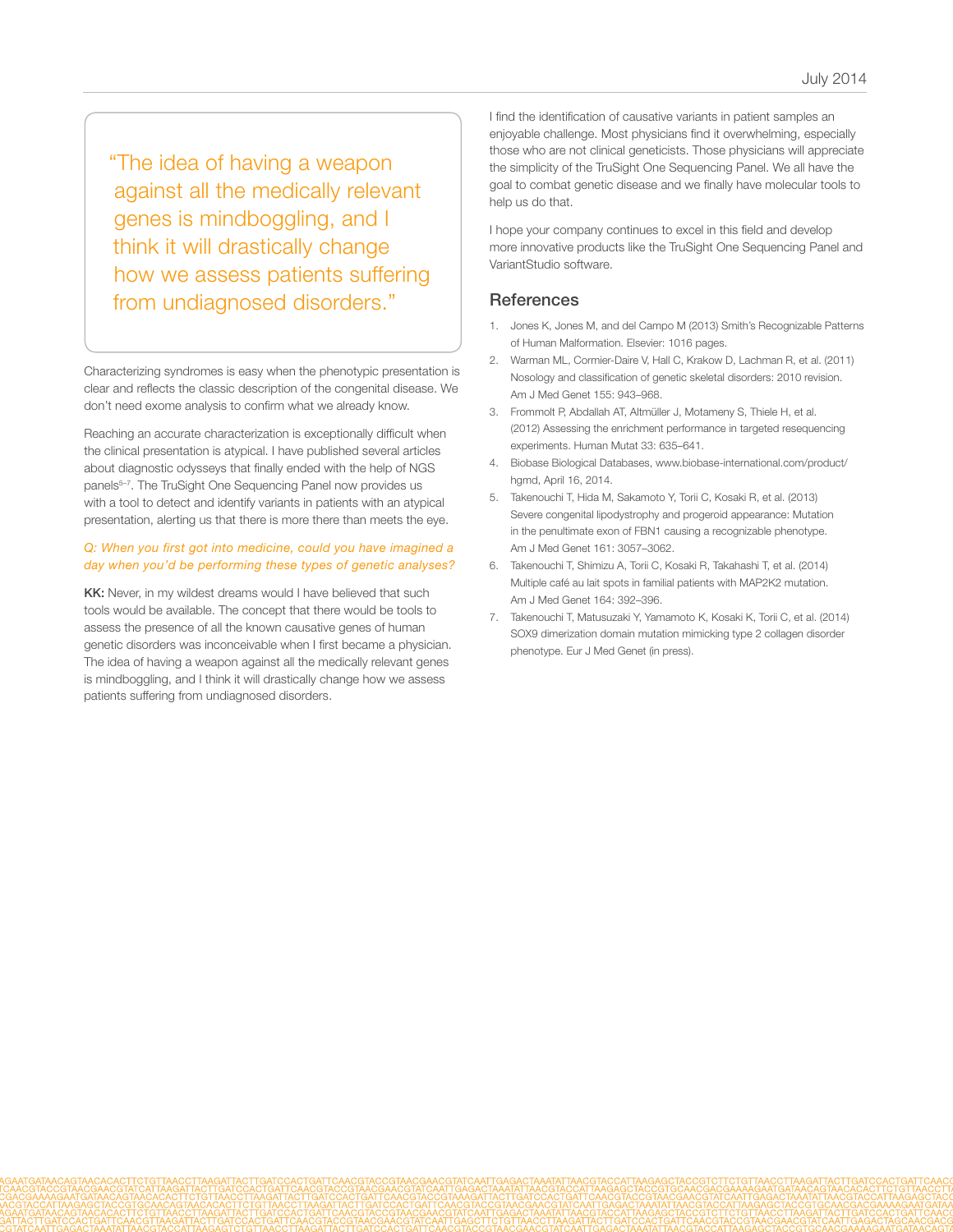> "The idea of having a weapon against all the medically relevant genes is mindboggling, and I think it will drastically change how we assess patients suffering from undiagnosed disorders."

Characterizing syndromes is easy when the phenotypic presentation is clear and reflects the classic description of the congenital disease. We don't need exome analysis to confirm what we already know.

Reaching an accurate characterization is exceptionally difficult when the clinical presentation is atypical. I have published several articles about diagnostic odysseys that finally ended with the help of NGS panels[5–7]. The TruSight One Sequencing Panel now provides us with a tool to detect and identify variants in patients with an atypical presentation, alerting us that there is more there than meets the eye.

*Q: When you first got into medicine, could you have imagined a day when you'd be performing these types of genetic analyses?*

**KK:** Never, in my wildest dreams would I have believed that such tools would be available. The concept that there would be tools to assess the presence of all the known causative genes of human genetic disorders was inconceivable when I first became a physician. The idea of having a weapon against all the medically relevant genes is mindboggling, and I think it will drastically change how we assess patients suffering from undiagnosed disorders.

I find the identification of causative variants in patient samples an enjoyable challenge. Most physicians find it overwhelming, especially those who are not clinical geneticists. Those physicians will appreciate the simplicity of the TruSight One Sequencing Panel. We all have the goal to combat genetic disease and we finally have molecular tools to help us do that.

I hope your company continues to excel in this field and develop more innovative products like the TruSight One Sequencing Panel and VariantStudio software.

## References

1. Jones K, Jones M, and del Campo M (2013) Smith's Recognizable Patterns of Human Malformation. Elsevier: 1016 pages.
2. Warman ML, Cormier-Daire V, Hall C, Krakow D, Lachman R, et al. (2011) Nosology and classification of genetic skeletal disorders: 2010 revision. Am J Med Genet 155: 943–968.
3. Frommolt P, Abdallah AT, Altmüller J, Motameny S, Thiele H, et al. (2012) Assessing the enrichment performance in targeted resequencing experiments. Human Mutat 33: 635–641.
4. Biobase Biological Databases, www.biobase-international.com/product/hgmd, April 16, 2014.
5. Takenouchi T, Hida M, Sakamoto Y, Torii C, Kosaki R, et al. (2013) Severe congenital lipodystrophy and progeroid appearance: Mutation in the penultimate exon of FBN1 causing a recognizable phenotype. Am J Med Genet 161: 3057–3062.
6. Takenouchi T, Shimizu A, Torii C, Kosaki R, Takahashi T, et al. (2014) Multiple café au lait spots in familial patients with MAP2K2 mutation. Am J Med Genet 164: 392–396.
7. Takenouchi T, Matusuzaki Y, Yamamoto K, Kosaki K, Torii C, et al. (2014) SOX9 dimerization domain mutation mimicking type 2 collagen disorder phenotype. Eur J Med Genet (in press).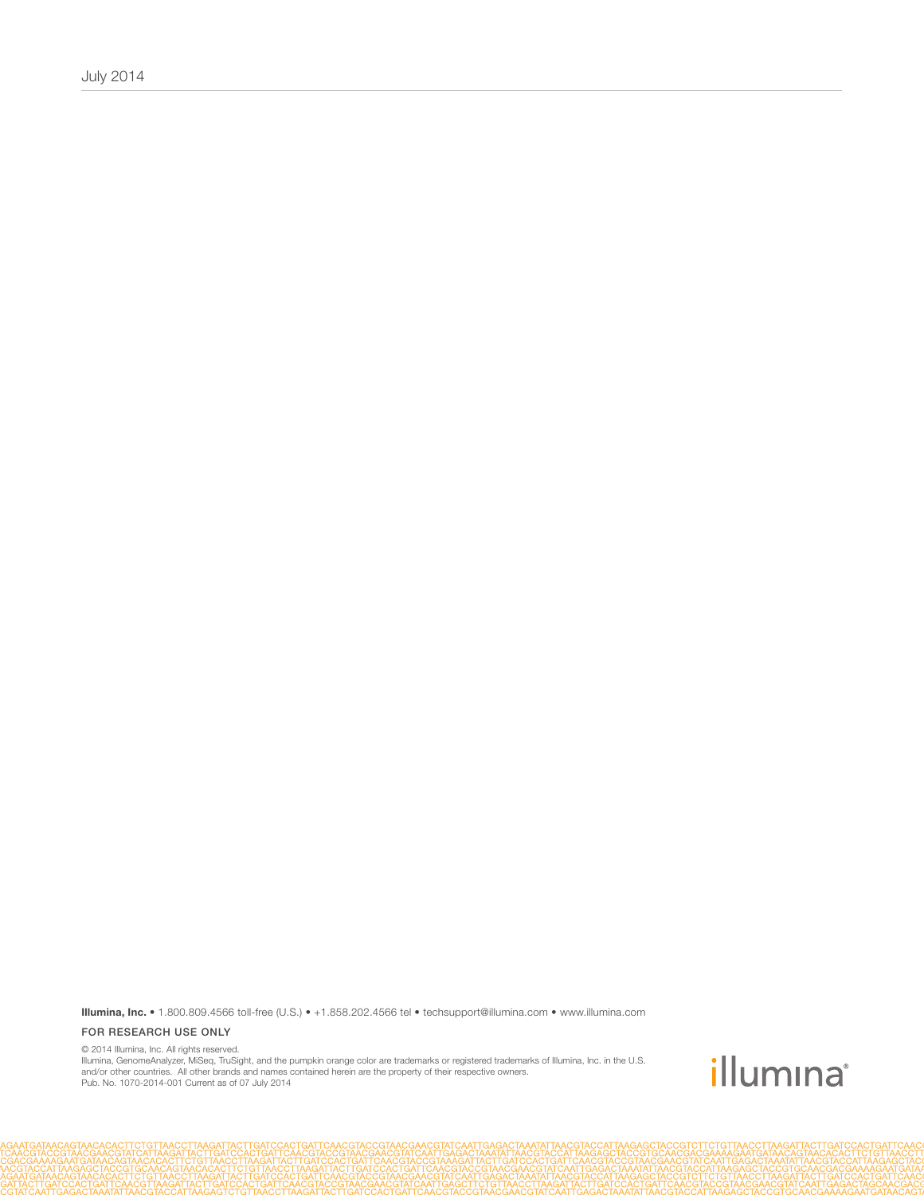July 2014

**Illumina, Inc.** • 1.800.809.4566 toll-free (U.S.) • +1.858.202.4566 tel • techsupport@illumina.com • www.illumina.com

FOR RESEARCH USE ONLY

© 2014 Illumina, Inc. All rights reserved.
Illumina, GenomeAnalyzer, MiSeq, TruSight, and the pumpkin orange color are trademarks or registered trademarks of Illumina, Inc. in the U.S. and/or other countries. All other brands and names contained herein are the property of their respective owners.
Pub. No. 1070-2014-001 Current as of 07 July 2014